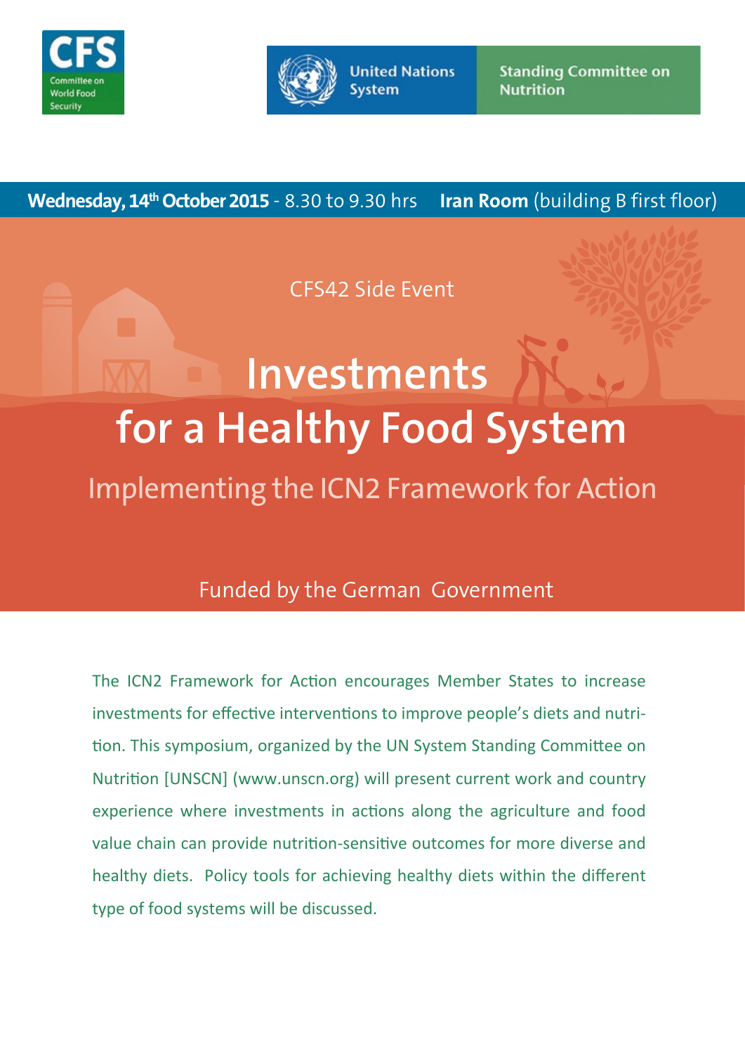CFS
Committee on World Food Security

United Nations System | Standing Committee on Nutrition

**Wednesday, 14th October 2015** - 8.30 to 9.30 hrs **Iran Room** (building B first floor)

CFS42 Side Event

# Investments for a Healthy Food System

## Implementing the ICN2 Framework for Action

Funded by the German Government

The ICN2 Framework for Action encourages Member States to increase investments for effective interventions to improve people's diets and nutrition. This symposium, organized by the UN System Standing Committee on Nutrition [UNSCN] (www.unscn.org) will present current work and country experience where investments in actions along the agriculture and food value chain can provide nutrition-sensitive outcomes for more diverse and healthy diets. Policy tools for achieving healthy diets within the different type of food systems will be discussed.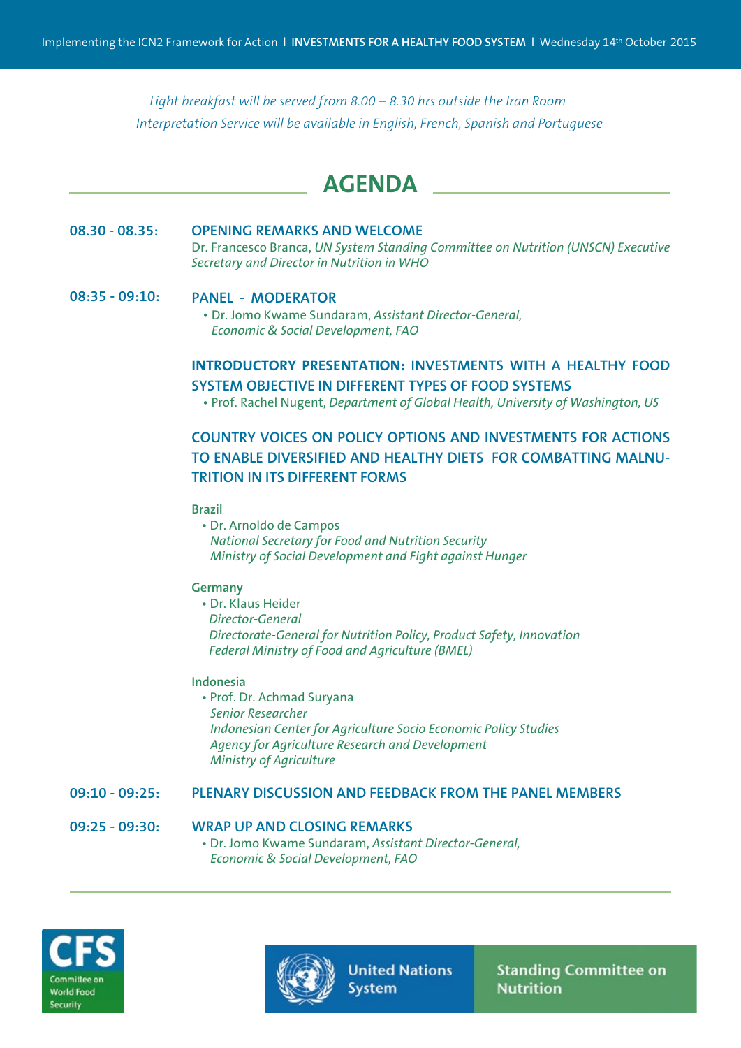*Light breakfast will be served from 8.00 – 8.30 hrs outside the Iran Room*
*Interpretation Service will be available in English, French, Spanish and Portuguese*

# AGENDA

**08.30 - 08.35:** **OPENING REMARKS AND WELCOME**
Dr. Francesco Branca, *UN System Standing Committee on Nutrition (UNSCN) Executive Secretary and Director in Nutrition in WHO*

**08:35 - 09:10:** **PANEL - MODERATOR**
- Dr. Jomo Kwame Sundaram, *Assistant Director-General, Economic & Social Development, FAO*

**INTRODUCTORY PRESENTATION: INVESTMENTS WITH A HEALTHY FOOD SYSTEM OBJECTIVE IN DIFFERENT TYPES OF FOOD SYSTEMS**
- Prof. Rachel Nugent, *Department of Global Health, University of Washington, US*

**COUNTRY VOICES ON POLICY OPTIONS AND INVESTMENTS FOR ACTIONS TO ENABLE DIVERSIFIED AND HEALTHY DIETS FOR COMBATTING MALNUTRITION IN ITS DIFFERENT FORMS**

**Brazil**
- Dr. Arnoldo de Campos
*National Secretary for Food and Nutrition Security*
*Ministry of Social Development and Fight against Hunger*

**Germany**
- Dr. Klaus Heider
*Director-General*
*Directorate-General for Nutrition Policy, Product Safety, Innovation*
*Federal Ministry of Food and Agriculture (BMEL)*

**Indonesia**
- Prof. Dr. Achmad Suryana
*Senior Researcher*
*Indonesian Center for Agriculture Socio Economic Policy Studies*
*Agency for Agriculture Research and Development*
*Ministry of Agriculture*

**09:10 - 09:25:** **PLENARY DISCUSSION AND FEEDBACK FROM THE PANEL MEMBERS**

**09:25 - 09:30:** **WRAP UP AND CLOSING REMARKS**
- Dr. Jomo Kwame Sundaram, *Assistant Director-General, Economic & Social Development, FAO*

CFS Committee on World Food Security

United Nations System | Standing Committee on Nutrition